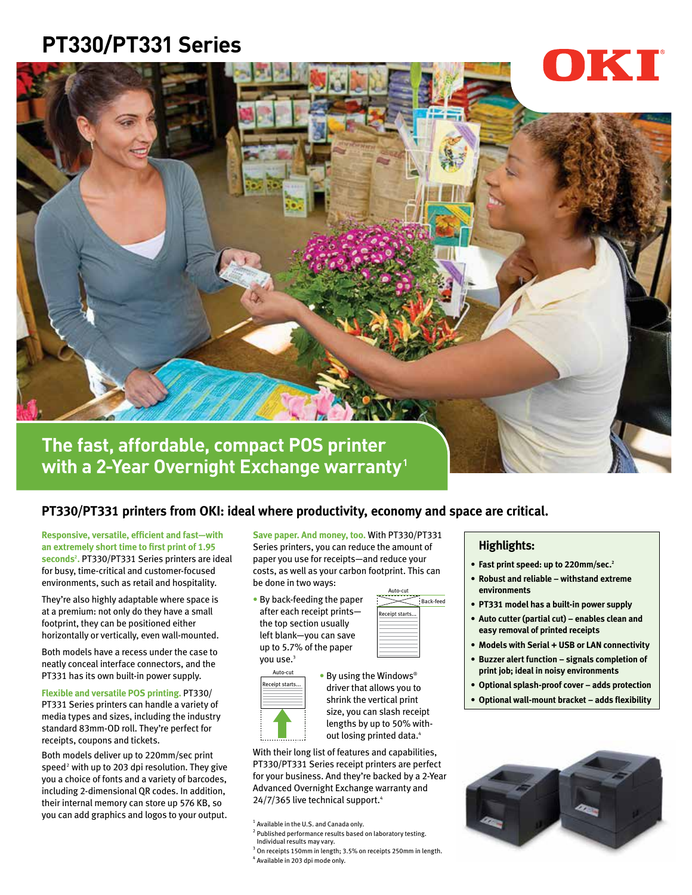// PT330/PT331 Series

OKI

## The fast, affordable, compact POS printer with a 2-Year Overnight Exchange warranty[1]

### PT330/PT331 printers from OKI: ideal where productivity, economy and space are critical.

**Responsive, versatile, efficient and fast—with an extremely short time to first print of 1.95 seconds[2].** PT330/PT331 Series printers are ideal for busy, time-critical and customer-focused environments, such as retail and hospitality.

They're also highly adaptable where space is at a premium: not only do they have a small footprint, they can be positioned either horizontally or vertically, even wall-mounted.

Both models have a recess under the case to neatly conceal interface connectors, and the PT331 has its own built-in power supply.

**Flexible and versatile POS printing.** PT330/PT331 Series printers can handle a variety of media types and sizes, including the industry standard 83mm-OD roll. They're perfect for receipts, coupons and tickets.

Both models deliver up to 220mm/sec print speed[2] with up to 203 dpi resolution. They give you a choice of fonts and a variety of barcodes, including 2-dimensional QR codes. In addition, their internal memory can store up 576 KB, so you can add graphics and logos to your output.

**Save paper. And money, too.** With PT330/PT331 Series printers, you can reduce the amount of paper you use for receipts—and reduce your costs, as well as your carbon footprint. This can be done in two ways:

- By back-feeding the paper after each receipt prints—the top section usually left blank—you can save up to 5.7% of the paper you use.[3]
- By using the Windows® driver that allows you to shrink the vertical print size, you can slash receipt lengths by up to 50% without losing printed data.[4]

Auto-cut | Back-feed | Receipt starts...

Auto-cut | Receipt starts...

With their long list of features and capabilities, PT330/PT331 Series receipt printers are perfect for your business. And they're backed by a 2-Year Advanced Overnight Exchange warranty and 24/7/365 live technical support.[4]

### Highlights:

- **Fast print speed: up to 220mm/sec.[2]**
- **Robust and reliable – withstand extreme environments**
- **PT331 model has a built-in power supply**
- **Auto cutter (partial cut) – enables clean and easy removal of printed receipts**
- **Models with Serial + USB or LAN connectivity**
- **Buzzer alert function – signals completion of print job; ideal in noisy environments**
- **Optional splash-proof cover – adds protection**
- **Optional wall-mount bracket – adds flexibility**

[1] Available in the U.S. and Canada only.
[2] Published performance results based on laboratory testing. Individual results may vary.
[3] On receipts 150mm in length; 3.5% on receipts 250mm in length.
[4] Available in 203 dpi mode only.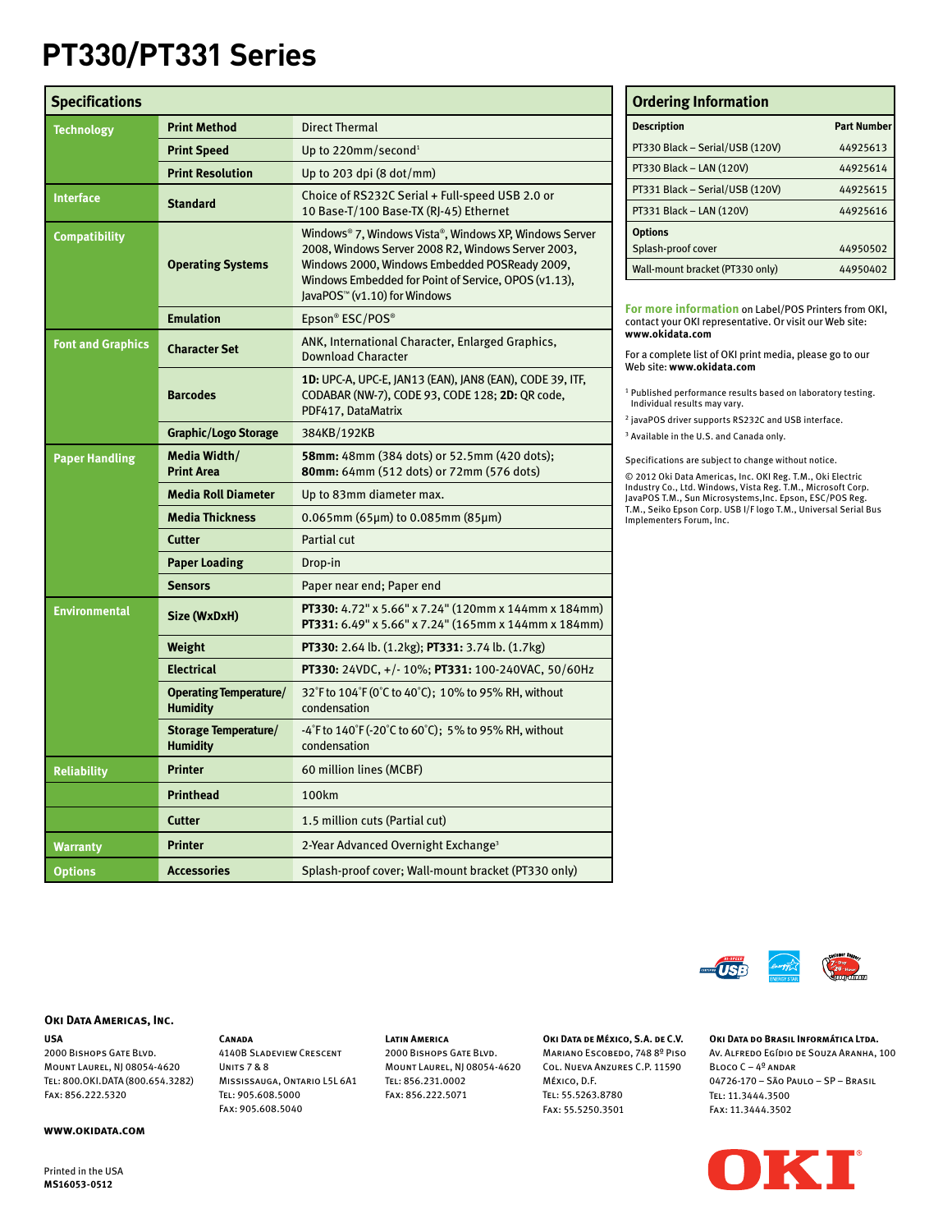# PT330/PT331 Series

## Specifications

| Specifications | | |
|---|---|---|
| **Technology** | **Print Method** | Direct Thermal |
| | **Print Speed** | Up to 220mm/second[1] |
| | **Print Resolution** | Up to 203 dpi (8 dot/mm) |
| **Interface** | **Standard** | Choice of RS232C Serial + Full-speed USB 2.0 or 10 Base-T/100 Base-TX (RJ-45) Ethernet |
| **Compatibility** | **Operating Systems** | Windows® 7, Windows Vista®, Windows XP, Windows Server 2008, Windows Server 2008 R2, Windows Server 2003, Windows 2000, Windows Embedded POSReady 2009, Windows Embedded for Point of Service, OPOS (v1.13), JavaPOS™ (v1.10) for Windows |
| | **Emulation** | Epson® ESC/POS® |
| **Font and Graphics** | **Character Set** | ANK, International Character, Enlarged Graphics, Download Character |
| | **Barcodes** | **1D:** UPC-A, UPC-E, JAN13 (EAN), JAN8 (EAN), CODE 39, ITF, CODABAR (NW-7), CODE 93, CODE 128; **2D:** QR code, PDF417, DataMatrix |
| | **Graphic/Logo Storage** | 384KB/192KB |
| **Paper Handling** | **Media Width/ Print Area** | **58mm:** 48mm (384 dots) or 52.5mm (420 dots); **80mm:** 64mm (512 dots) or 72mm (576 dots) |
| | **Media Roll Diameter** | Up to 83mm diameter max. |
| | **Media Thickness** | 0.065mm (65μm) to 0.085mm (85μm) |
| | **Cutter** | Partial cut |
| | **Paper Loading** | Drop-in |
| | **Sensors** | Paper near end; Paper end |
| **Environmental** | **Size (WxDxH)** | **PT330:** 4.72" x 5.66" x 7.24" (120mm x 144mm x 184mm) **PT331:** 6.49" x 5.66" x 7.24" (165mm x 144mm x 184mm) |
| | **Weight** | **PT330:** 2.64 lb. (1.2kg); **PT331:** 3.74 lb. (1.7kg) |
| | **Electrical** | **PT330:** 24VDC, +/- 10%; **PT331:** 100-240VAC, 50/60Hz |
| | **Operating Temperature/ Humidity** | 32˚F to 104˚F (0˚C to 40˚C); 10% to 95% RH, without condensation |
| | **Storage Temperature/ Humidity** | -4˚F to 140˚F (-20˚C to 60˚C); 5% to 95% RH, without condensation |
| **Reliability** | **Printer** | 60 million lines (MCBF) |
| | **Printhead** | 100km |
| | **Cutter** | 1.5 million cuts (Partial cut) |
| **Warranty** | **Printer** | 2-Year Advanced Overnight Exchange[3] |
| **Options** | **Accessories** | Splash-proof cover; Wall-mount bracket (PT330 only) |

## Ordering Information

| Description | Part Number |
|---|---|
| PT330 Black – Serial/USB (120V) | 44925613 |
| PT330 Black – LAN (120V) | 44925614 |
| PT331 Black – Serial/USB (120V) | 44925615 |
| PT331 Black – LAN (120V) | 44925616 |
| **Options** | |
| Splash-proof cover | 44950502 |
| Wall-mount bracket (PT330 only) | 44950402 |

**For more information** on Label/POS Printers from OKI, contact your OKI representative. Or visit our Web site: **www.okidata.com**

For a complete list of OKI print media, please go to our Web site: **www.okidata.com**

[1] Published performance results based on laboratory testing. Individual results may vary.

[2] javaPOS driver supports RS232C and USB interface.

[3] Available in the U.S. and Canada only.

Specifications are subject to change without notice.

© 2012 Oki Data Americas, Inc. OKI Reg. T.M., Oki Electric Industry Co., Ltd. Windows, Vista Reg. T.M., Microsoft Corp. JavaPOS T.M., Sun Microsystems,Inc. Epson, ESC/POS Reg. T.M., Seiko Epson Corp. USB I/F logo T.M., Universal Serial Bus Implementers Forum, Inc.

**Oki Data Americas, Inc.**

**USA**
2000 Bishops Gate Blvd.
Mount Laurel, NJ 08054-4620
Tel: 800.OKI.DATA (800.654.3282)
Fax: 856.222.5320

**Canada**
4140B Sladeview Crescent
Units 7 & 8
Mississauga, Ontario L5L 6A1
Tel: 905.608.5000
Fax: 905.608.5040

**Latin America**
2000 Bishops Gate Blvd.
Mount Laurel, NJ 08054-4620
Tel: 856.231.0002
Fax: 856.222.5071

**Oki Data de México, S.A. de C.V.**
Mariano Escobedo, 748 8º Piso
Col. Nueva Anzures C.P. 11590
México, D.F.
Tel: 55.5263.8780
Fax: 55.5250.3501

**Oki Data do Brasil Informática Ltda.**
Av. Alfredo Egídio de Souza Aranha, 100
Bloco C – 4º andar
04726-170 – São Paulo – SP – Brasil
Tel: 11.3444.3500
Fax: 11.3444.3502

**www.okidata.com**

Printed in the USA
**MS16053-0512**